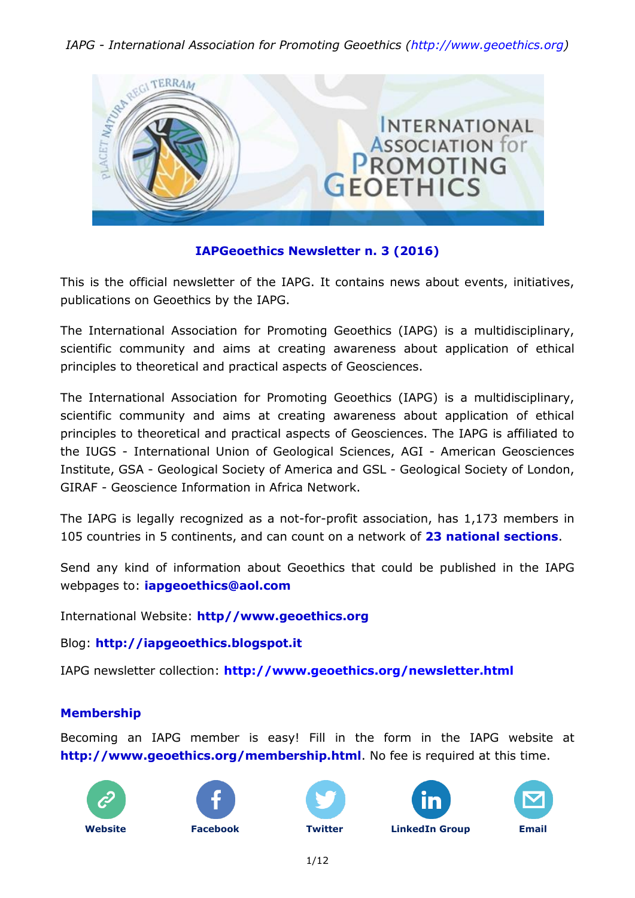IAPG - International Association for Promoting Geoethics (http://www.geoethics.org)

## IAPGeoethics Newsletter n. 3 (2016)

This is the official newsletter of the IAPG. It contains news about events, initiatives, publications on Geoethics by the IAPG.

The International Association for Promoting Geoethics (IAPG) is a multidisciplinary, scientific community and aims at creating awareness about application of ethical principles to theoretical and practical aspects of Geosciences.

The International Association for Promoting Geoethics (IAPG) is a multidisciplinary, scientific community and aims at creating awareness about application of ethical principles to theoretical and practical aspects of Geosciences. The IAPG is affiliated to the IUGS - International Union of Geological Sciences, AGI - American Geosciences Institute, GSA - Geological Society of America and GSL - Geological Society of London, GIRAF - Geoscience Information in Africa Network.

The IAPG is legally recognized as a not-for-profit association, has 1,173 members in 105 countries in 5 continents, and can count on a network of **23 national sections**.

Send any kind of information about Geoethics that could be published in the IAPG webpages to: **iapgeoethics@aol.com**

International Website: **http//www.geoethics.org**

Blog: **http://iapgeoethics.blogspot.it**

IAPG newsletter collection: **http://www.geoethics.org/newsletter.html**

### Membership

Becoming an IAPG member is easy! Fill in the form in the IAPG website at **http://www.geoethics.org/membership.html**. No fee is required at this time.

**Website** **Facebook** **Twitter** **LinkedIn Group** **Email**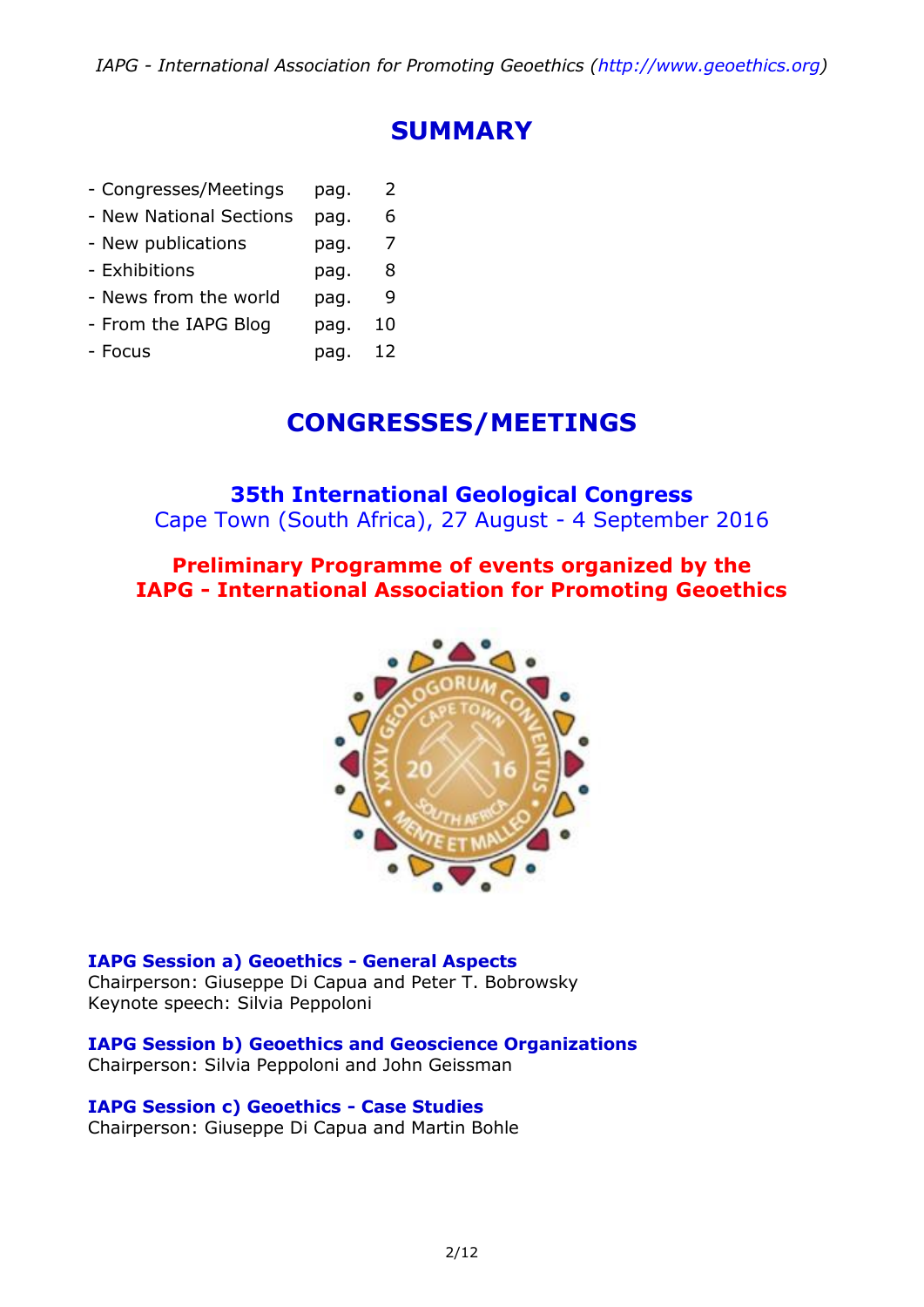# SUMMARY

| | | |
|---|---|---|
| - Congresses/Meetings | pag. | 2 |
| - New National Sections | pag. | 6 |
| - New publications | pag. | 7 |
| - Exhibitions | pag. | 8 |
| - News from the world | pag. | 9 |
| - From the IAPG Blog | pag. | 10 |
| - Focus | pag. | 12 |

# CONGRESSES/MEETINGS

## 35th International Geological Congress

Cape Town (South Africa), 27 August - 4 September 2016

## Preliminary Programme of events organized by the IAPG - International Association for Promoting Geoethics

**IAPG Session a) Geoethics - General Aspects**
Chairperson: Giuseppe Di Capua and Peter T. Bobrowsky
Keynote speech: Silvia Peppoloni

**IAPG Session b) Geoethics and Geoscience Organizations**
Chairperson: Silvia Peppoloni and John Geissman

**IAPG Session c) Geoethics - Case Studies**
Chairperson: Giuseppe Di Capua and Martin Bohle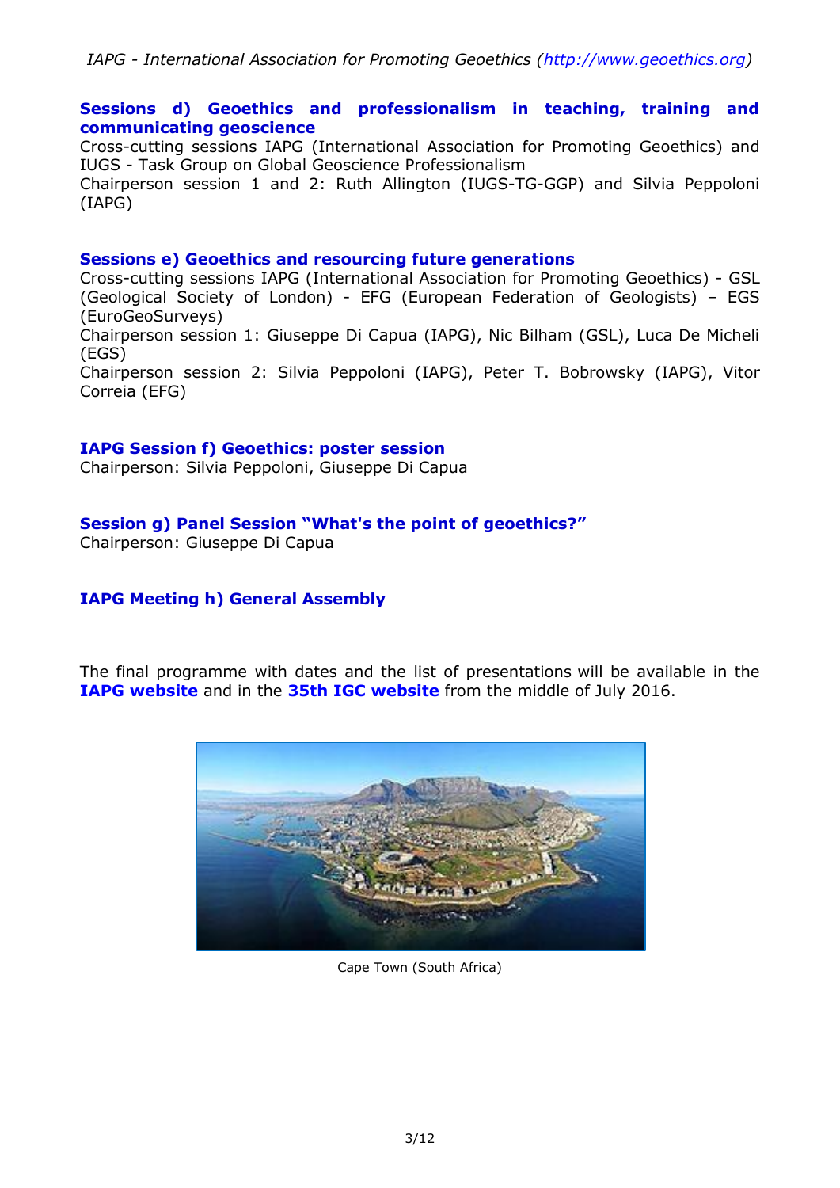### Sessions d) Geoethics and professionalism in teaching, training and communicating geoscience

Cross-cutting sessions IAPG (International Association for Promoting Geoethics) and IUGS - Task Group on Global Geoscience Professionalism

Chairperson session 1 and 2: Ruth Allington (IUGS-TG-GGP) and Silvia Peppoloni (IAPG)

### Sessions e) Geoethics and resourcing future generations

Cross-cutting sessions IAPG (International Association for Promoting Geoethics) - GSL (Geological Society of London) - EFG (European Federation of Geologists) – EGS (EuroGeoSurveys)

Chairperson session 1: Giuseppe Di Capua (IAPG), Nic Bilham (GSL), Luca De Micheli (EGS)

Chairperson session 2: Silvia Peppoloni (IAPG), Peter T. Bobrowsky (IAPG), Vitor Correia (EFG)

### IAPG Session f) Geoethics: poster session

Chairperson: Silvia Peppoloni, Giuseppe Di Capua

### Session g) Panel Session "What's the point of geoethics?"

Chairperson: Giuseppe Di Capua

### IAPG Meeting h) General Assembly

The final programme with dates and the list of presentations will be available in the **IAPG website** and in the **35th IGC website** from the middle of July 2016.

Cape Town (South Africa)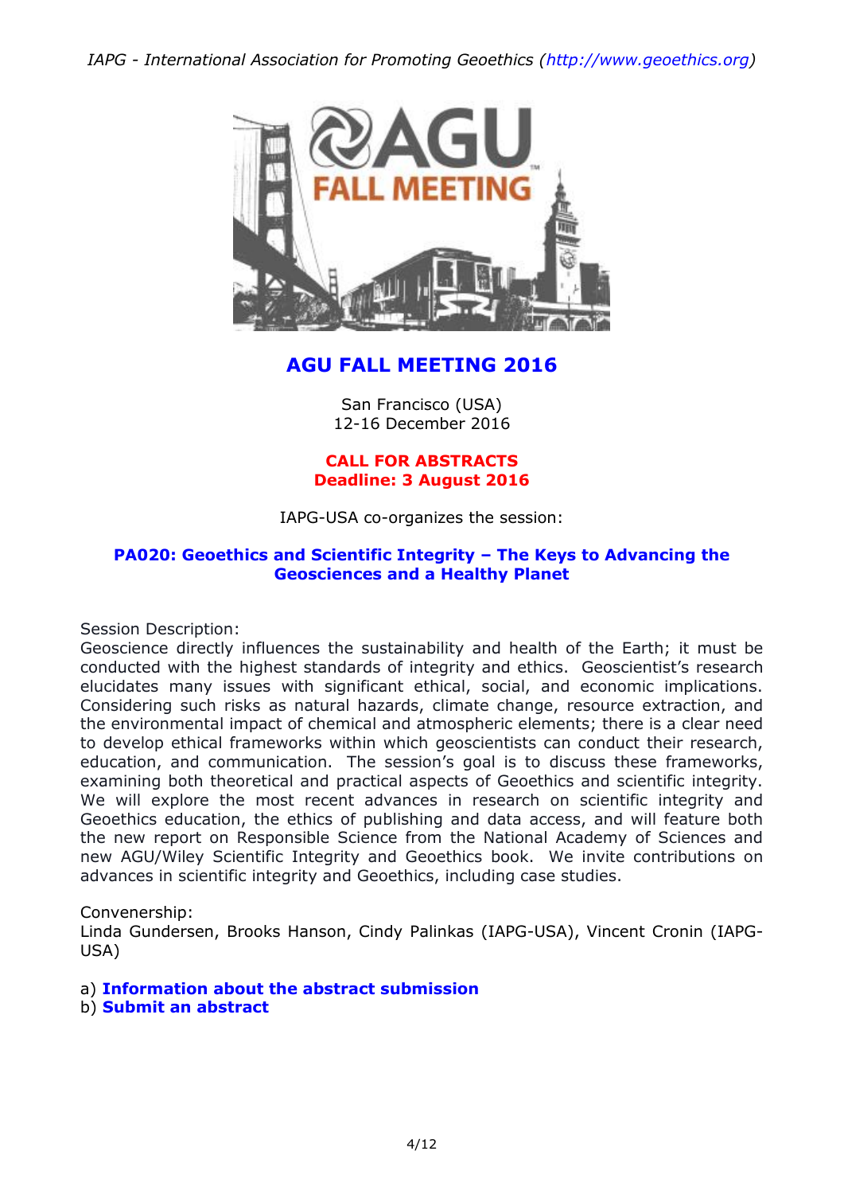# AGU FALL MEETING 2016

San Francisco (USA)
12-16 December 2016

**CALL FOR ABSTRACTS**
**Deadline: 3 August 2016**

IAPG-USA co-organizes the session:

## PA020: Geoethics and Scientific Integrity – The Keys to Advancing the Geosciences and a Healthy Planet

Session Description:
Geoscience directly influences the sustainability and health of the Earth; it must be conducted with the highest standards of integrity and ethics. Geoscientist's research elucidates many issues with significant ethical, social, and economic implications. Considering such risks as natural hazards, climate change, resource extraction, and the environmental impact of chemical and atmospheric elements; there is a clear need to develop ethical frameworks within which geoscientists can conduct their research, education, and communication. The session's goal is to discuss these frameworks, examining both theoretical and practical aspects of Geoethics and scientific integrity. We will explore the most recent advances in research on scientific integrity and Geoethics education, the ethics of publishing and data access, and will feature both the new report on Responsible Science from the National Academy of Sciences and new AGU/Wiley Scientific Integrity and Geoethics book. We invite contributions on advances in scientific integrity and Geoethics, including case studies.

Convenership:
Linda Gundersen, Brooks Hanson, Cindy Palinkas (IAPG-USA), Vincent Cronin (IAPG-USA)

a) **Information about the abstract submission**
b) **Submit an abstract**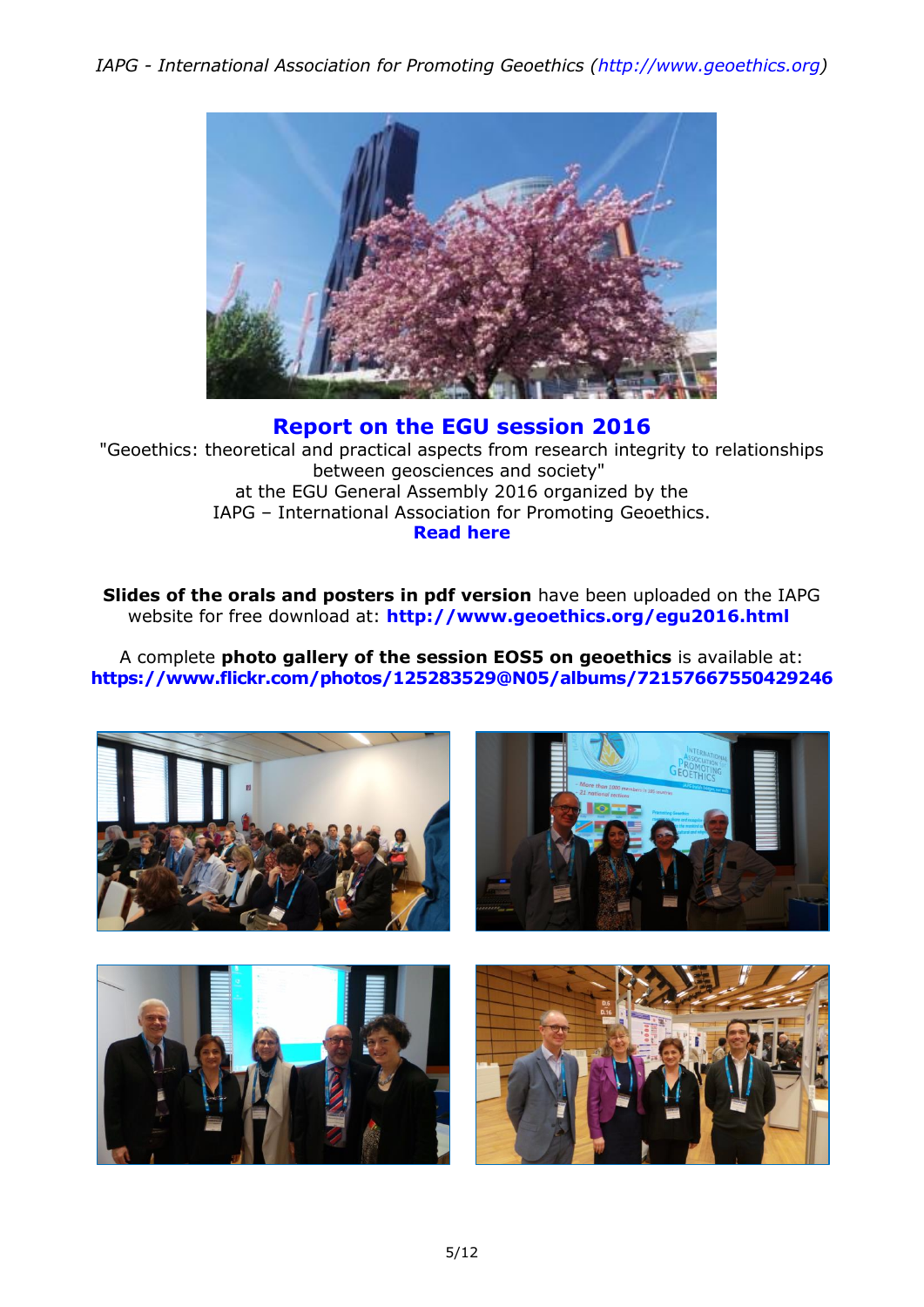## Report on the EGU session 2016

"Geoethics: theoretical and practical aspects from research integrity to relationships between geosciences and society"
at the EGU General Assembly 2016 organized by the
IAPG – International Association for Promoting Geoethics.
**Read here**

**Slides of the orals and posters in pdf version** have been uploaded on the IAPG website for free download at: **http://www.geoethics.org/egu2016.html**

A complete **photo gallery of the session EOS5 on geoethics** is available at:
**https://www.flickr.com/photos/125283529@N05/albums/72157667550429246**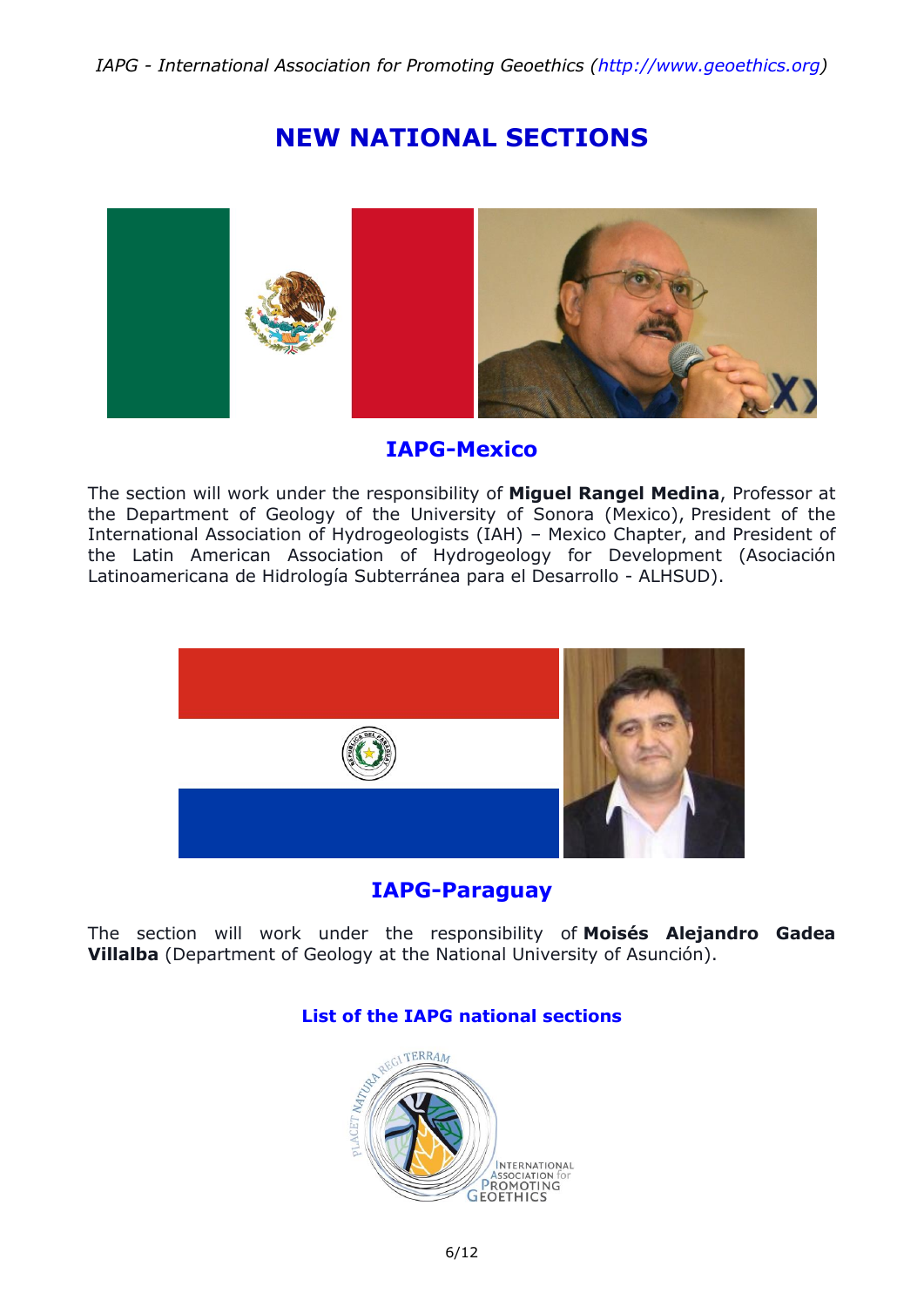# NEW NATIONAL SECTIONS

## IAPG-Mexico

The section will work under the responsibility of **Miguel Rangel Medina**, Professor at the Department of Geology of the University of Sonora (Mexico), President of the International Association of Hydrogeologists (IAH) – Mexico Chapter, and President of the Latin American Association of Hydrogeology for Development (Asociación Latinoamericana de Hidrología Subterránea para el Desarrollo - ALHSUD).

## IAPG-Paraguay

The section will work under the responsibility of **Moisés Alejandro Gadea Villalba** (Department of Geology at the National University of Asunción).

### List of the IAPG national sections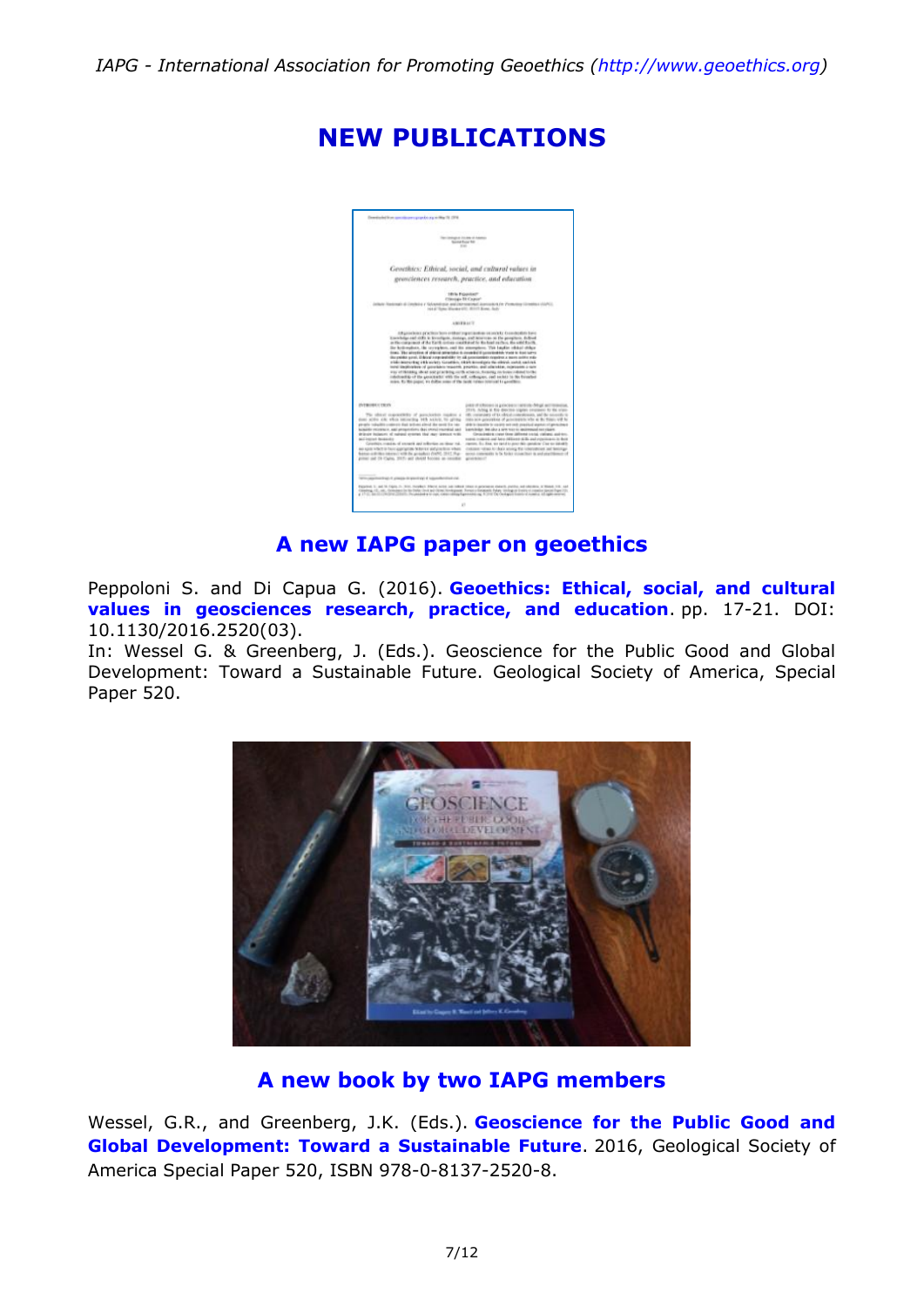# NEW PUBLICATIONS

## A new IAPG paper on geoethics

Peppoloni S. and Di Capua G. (2016). **Geoethics: Ethical, social, and cultural values in geosciences research, practice, and education**. pp. 17-21. DOI: 10.1130/2016.2520(03).
In: Wessel G. & Greenberg, J. (Eds.). Geoscience for the Public Good and Global Development: Toward a Sustainable Future. Geological Society of America, Special Paper 520.

## A new book by two IAPG members

Wessel, G.R., and Greenberg, J.K. (Eds.). **Geoscience for the Public Good and Global Development: Toward a Sustainable Future**. 2016, Geological Society of America Special Paper 520, ISBN 978-0-8137-2520-8.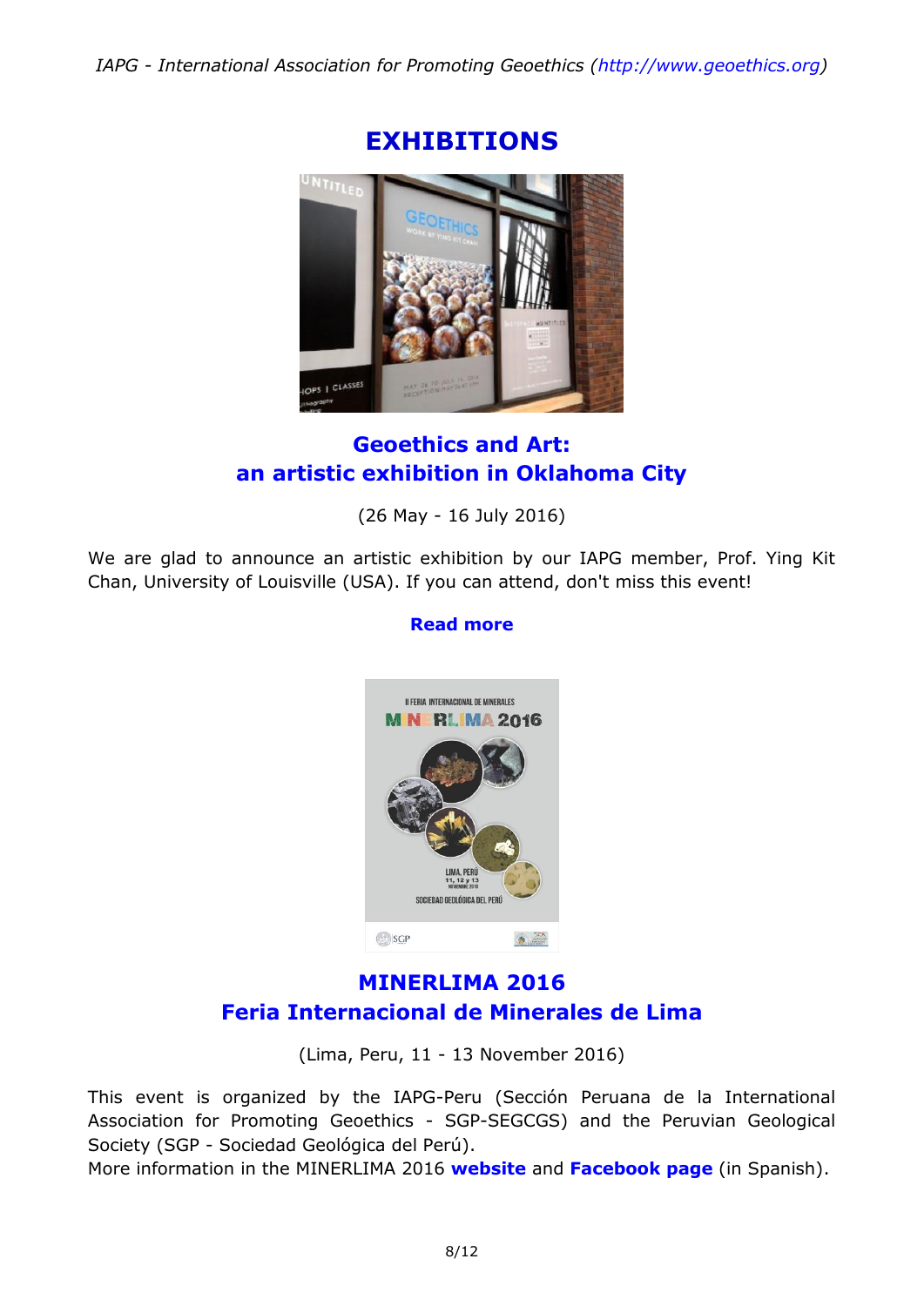# EXHIBITIONS

## Geoethics and Art: an artistic exhibition in Oklahoma City

(26 May - 16 July 2016)

We are glad to announce an artistic exhibition by our IAPG member, Prof. Ying Kit Chan, University of Louisville (USA). If you can attend, don't miss this event!

**Read more**

## MINERLIMA 2016 Feria Internacional de Minerales de Lima

(Lima, Peru, 11 - 13 November 2016)

This event is organized by the IAPG-Peru (Sección Peruana de la International Association for Promoting Geoethics - SGP-SEGCGS) and the Peruvian Geological Society (SGP - Sociedad Geológica del Perú).
More information in the MINERLIMA 2016 **website** and **Facebook page** (in Spanish).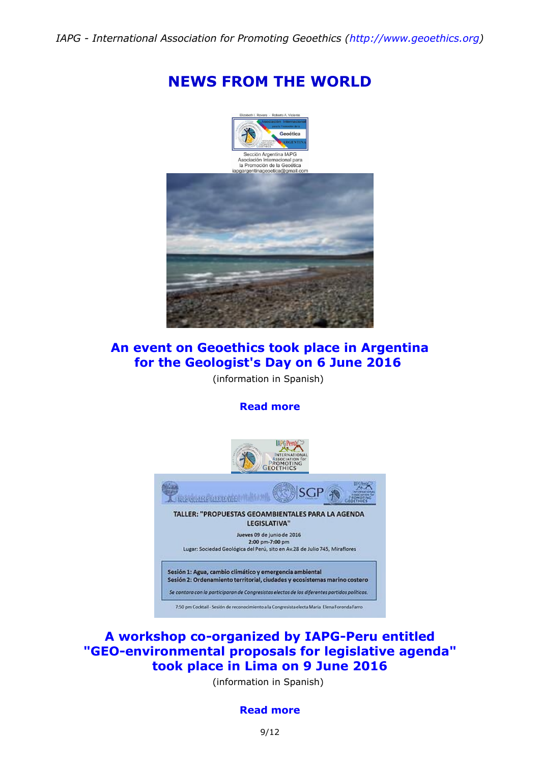# NEWS FROM THE WORLD

## An event on Geoethics took place in Argentina for the Geologist's Day on 6 June 2016

(information in Spanish)

**Read more**

## A workshop co-organized by IAPG-Peru entitled "GEO-environmental proposals for legislative agenda" took place in Lima on 9 June 2016

(information in Spanish)

**Read more**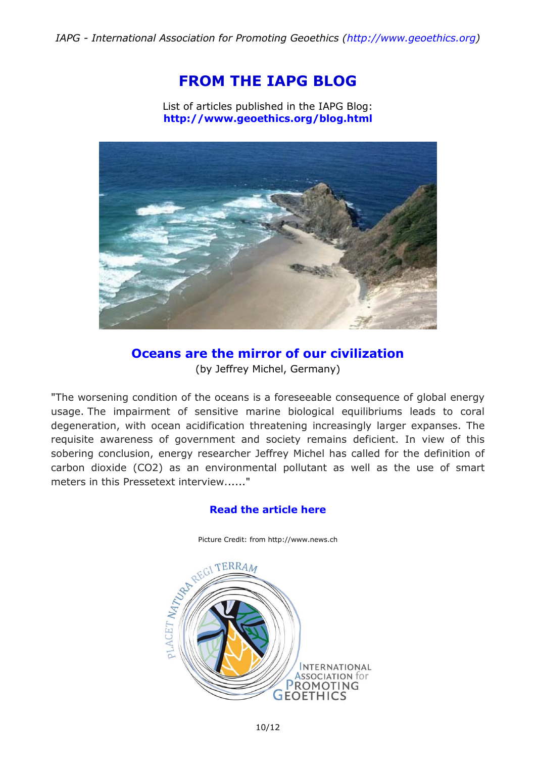# FROM THE IAPG BLOG

List of articles published in the IAPG Blog:
**http://www.geoethics.org/blog.html**

## Oceans are the mirror of our civilization

(by Jeffrey Michel, Germany)

"The worsening condition of the oceans is a foreseeable consequence of global energy usage. The impairment of sensitive marine biological equilibriums leads to coral degeneration, with ocean acidification threatening increasingly larger expanses. The requisite awareness of government and society remains deficient. In view of this sobering conclusion, energy researcher Jeffrey Michel has called for the definition of carbon dioxide ($CO_2$) as an environmental pollutant as well as the use of smart meters in this Pressetext interview......"

**Read the article here**

Picture Credit: from http://www.news.ch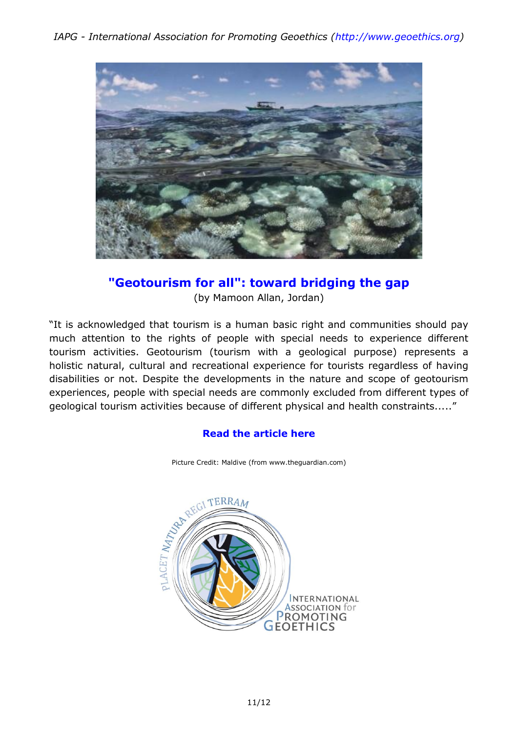## "Geotourism for all": toward bridging the gap

(by Mamoon Allan, Jordan)

"It is acknowledged that tourism is a human basic right and communities should pay much attention to the rights of people with special needs to experience different tourism activities. Geotourism (tourism with a geological purpose) represents a holistic natural, cultural and recreational experience for tourists regardless of having disabilities or not. Despite the developments in the nature and scope of geotourism experiences, people with special needs are commonly excluded from different types of geological tourism activities because of different physical and health constraints....."

**Read the article here**

Picture Credit: Maldive (from www.theguardian.com)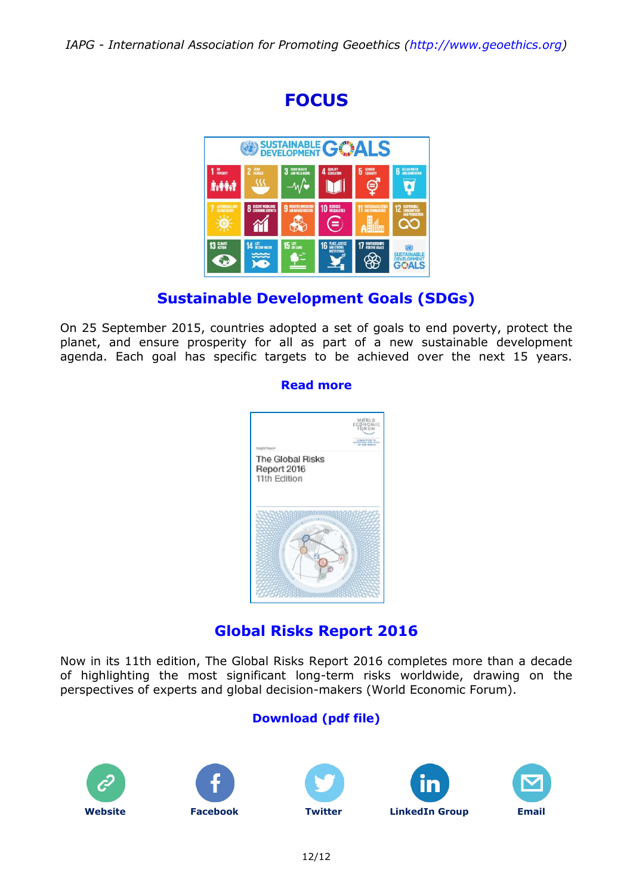# FOCUS

## Sustainable Development Goals (SDGs)

On 25 September 2015, countries adopted a set of goals to end poverty, protect the planet, and ensure prosperity for all as part of a new sustainable development agenda. Each goal has specific targets to be achieved over the next 15 years.

**Read more**

## Global Risks Report 2016

Now in its 11th edition, The Global Risks Report 2016 completes more than a decade of highlighting the most significant long-term risks worldwide, drawing on the perspectives of experts and global decision-makers (World Economic Forum).

**Download (pdf file)**

**Website** **Facebook** **Twitter** **LinkedIn Group** **Email**